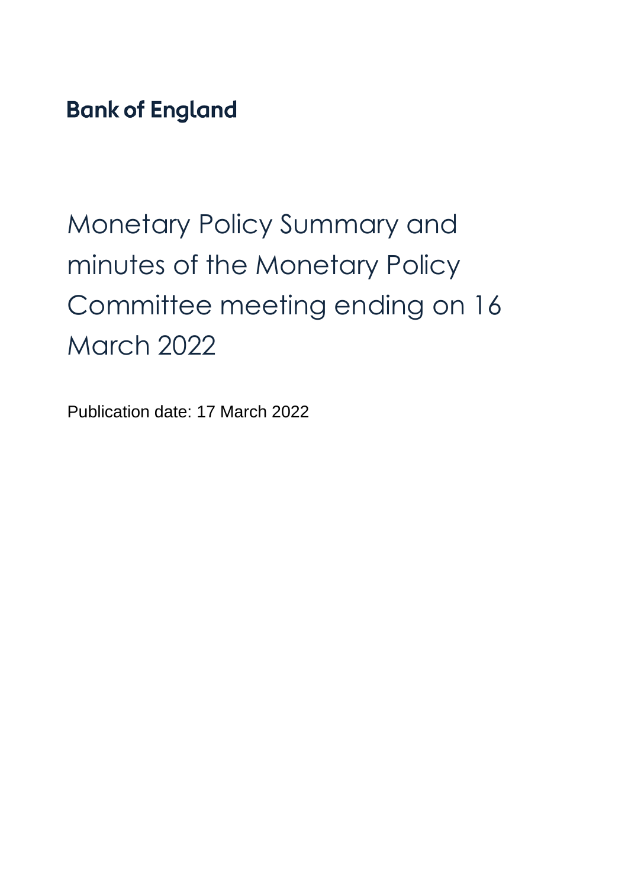**Bank of England**

# Monetary Policy Summary and minutes of the Monetary Policy Committee meeting ending on 16 March 2022

Publication date: 17 March 2022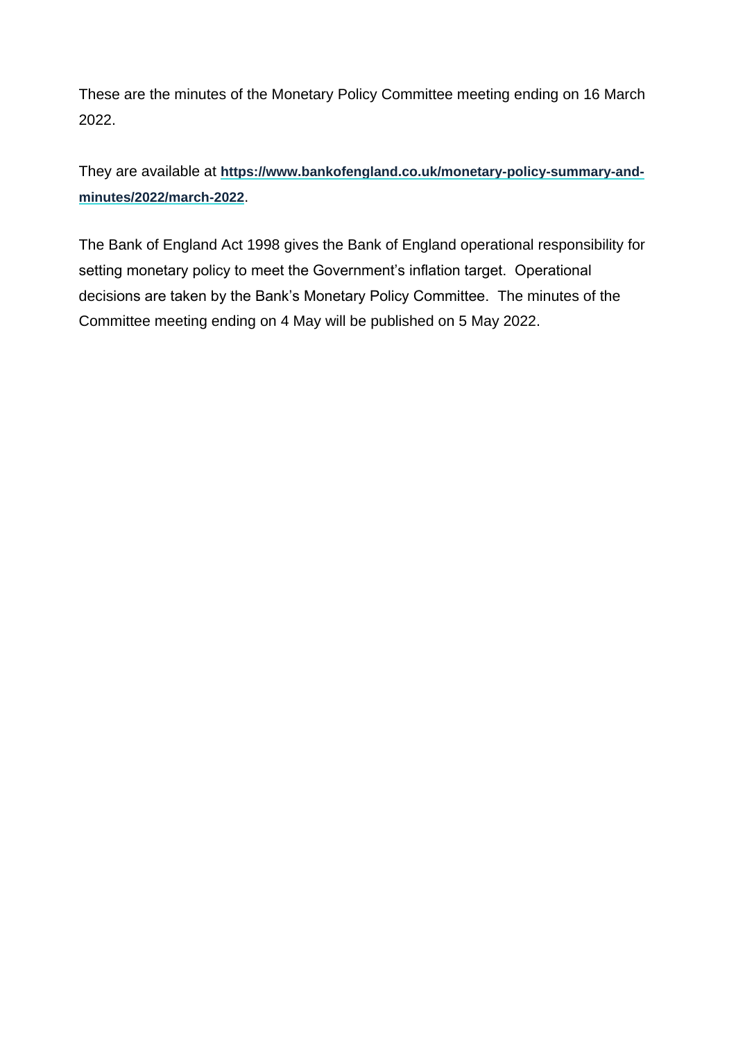These are the minutes of the Monetary Policy Committee meeting ending on 16 March 2022.

They are available at **https://www.bankofengland.co.uk/monetary-policy-summary-and-minutes/2022/march-2022**.

The Bank of England Act 1998 gives the Bank of England operational responsibility for setting monetary policy to meet the Government's inflation target. Operational decisions are taken by the Bank's Monetary Policy Committee. The minutes of the Committee meeting ending on 4 May will be published on 5 May 2022.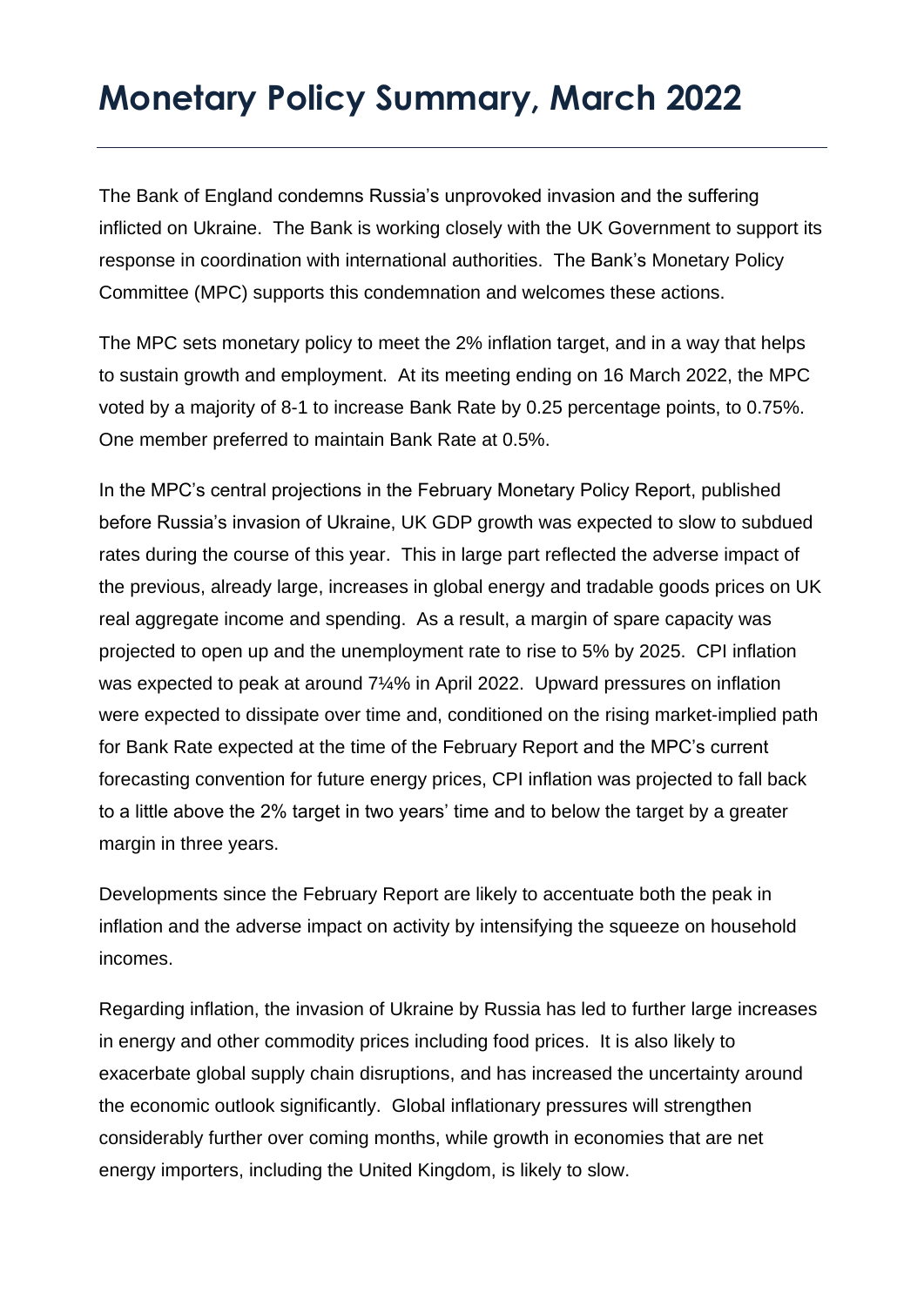# Monetary Policy Summary, March 2022

The Bank of England condemns Russia's unprovoked invasion and the suffering inflicted on Ukraine. The Bank is working closely with the UK Government to support its response in coordination with international authorities. The Bank's Monetary Policy Committee (MPC) supports this condemnation and welcomes these actions.

The MPC sets monetary policy to meet the 2% inflation target, and in a way that helps to sustain growth and employment. At its meeting ending on 16 March 2022, the MPC voted by a majority of 8-1 to increase Bank Rate by 0.25 percentage points, to 0.75%. One member preferred to maintain Bank Rate at 0.5%.

In the MPC's central projections in the February Monetary Policy Report, published before Russia's invasion of Ukraine, UK GDP growth was expected to slow to subdued rates during the course of this year. This in large part reflected the adverse impact of the previous, already large, increases in global energy and tradable goods prices on UK real aggregate income and spending. As a result, a margin of spare capacity was projected to open up and the unemployment rate to rise to 5% by 2025. CPI inflation was expected to peak at around 7¼% in April 2022. Upward pressures on inflation were expected to dissipate over time and, conditioned on the rising market-implied path for Bank Rate expected at the time of the February Report and the MPC's current forecasting convention for future energy prices, CPI inflation was projected to fall back to a little above the 2% target in two years' time and to below the target by a greater margin in three years.

Developments since the February Report are likely to accentuate both the peak in inflation and the adverse impact on activity by intensifying the squeeze on household incomes.

Regarding inflation, the invasion of Ukraine by Russia has led to further large increases in energy and other commodity prices including food prices. It is also likely to exacerbate global supply chain disruptions, and has increased the uncertainty around the economic outlook significantly. Global inflationary pressures will strengthen considerably further over coming months, while growth in economies that are net energy importers, including the United Kingdom, is likely to slow.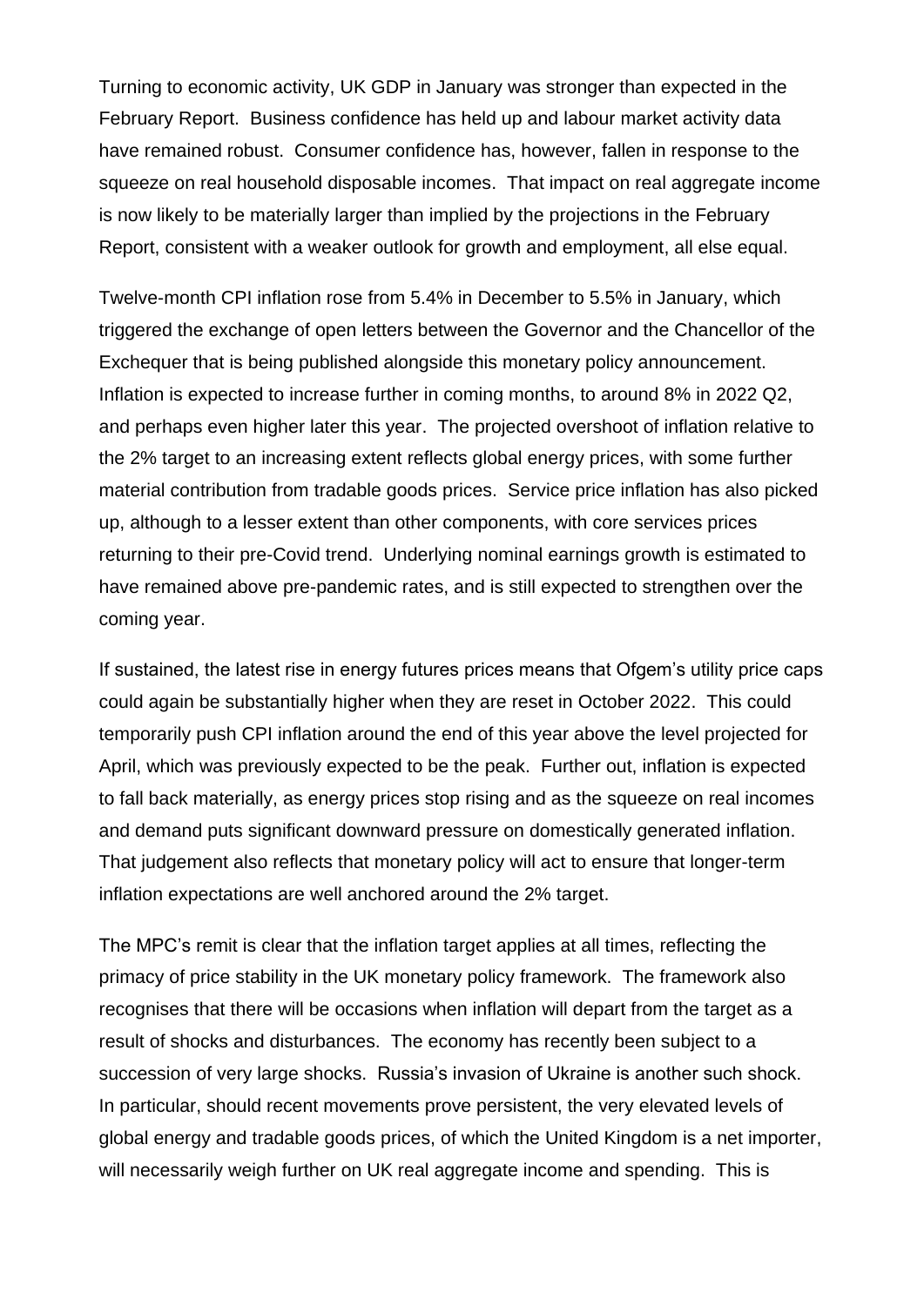Turning to economic activity, UK GDP in January was stronger than expected in the February Report. Business confidence has held up and labour market activity data have remained robust. Consumer confidence has, however, fallen in response to the squeeze on real household disposable incomes. That impact on real aggregate income is now likely to be materially larger than implied by the projections in the February Report, consistent with a weaker outlook for growth and employment, all else equal.

Twelve-month CPI inflation rose from 5.4% in December to 5.5% in January, which triggered the exchange of open letters between the Governor and the Chancellor of the Exchequer that is being published alongside this monetary policy announcement. Inflation is expected to increase further in coming months, to around 8% in 2022 Q2, and perhaps even higher later this year. The projected overshoot of inflation relative to the 2% target to an increasing extent reflects global energy prices, with some further material contribution from tradable goods prices. Service price inflation has also picked up, although to a lesser extent than other components, with core services prices returning to their pre-Covid trend. Underlying nominal earnings growth is estimated to have remained above pre-pandemic rates, and is still expected to strengthen over the coming year.

If sustained, the latest rise in energy futures prices means that Ofgem's utility price caps could again be substantially higher when they are reset in October 2022. This could temporarily push CPI inflation around the end of this year above the level projected for April, which was previously expected to be the peak. Further out, inflation is expected to fall back materially, as energy prices stop rising and as the squeeze on real incomes and demand puts significant downward pressure on domestically generated inflation. That judgement also reflects that monetary policy will act to ensure that longer-term inflation expectations are well anchored around the 2% target.

The MPC's remit is clear that the inflation target applies at all times, reflecting the primacy of price stability in the UK monetary policy framework. The framework also recognises that there will be occasions when inflation will depart from the target as a result of shocks and disturbances. The economy has recently been subject to a succession of very large shocks. Russia's invasion of Ukraine is another such shock. In particular, should recent movements prove persistent, the very elevated levels of global energy and tradable goods prices, of which the United Kingdom is a net importer, will necessarily weigh further on UK real aggregate income and spending. This is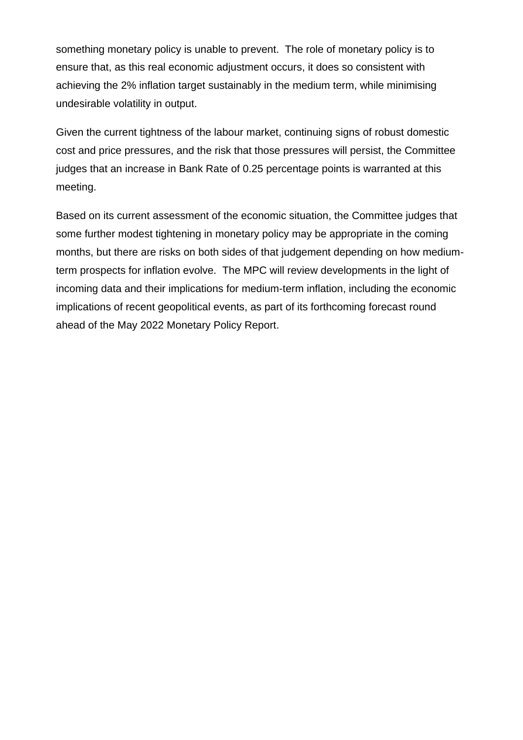something monetary policy is unable to prevent. The role of monetary policy is to ensure that, as this real economic adjustment occurs, it does so consistent with achieving the 2% inflation target sustainably in the medium term, while minimising undesirable volatility in output.

Given the current tightness of the labour market, continuing signs of robust domestic cost and price pressures, and the risk that those pressures will persist, the Committee judges that an increase in Bank Rate of 0.25 percentage points is warranted at this meeting.

Based on its current assessment of the economic situation, the Committee judges that some further modest tightening in monetary policy may be appropriate in the coming months, but there are risks on both sides of that judgement depending on how medium-term prospects for inflation evolve. The MPC will review developments in the light of incoming data and their implications for medium-term inflation, including the economic implications of recent geopolitical events, as part of its forthcoming forecast round ahead of the May 2022 Monetary Policy Report.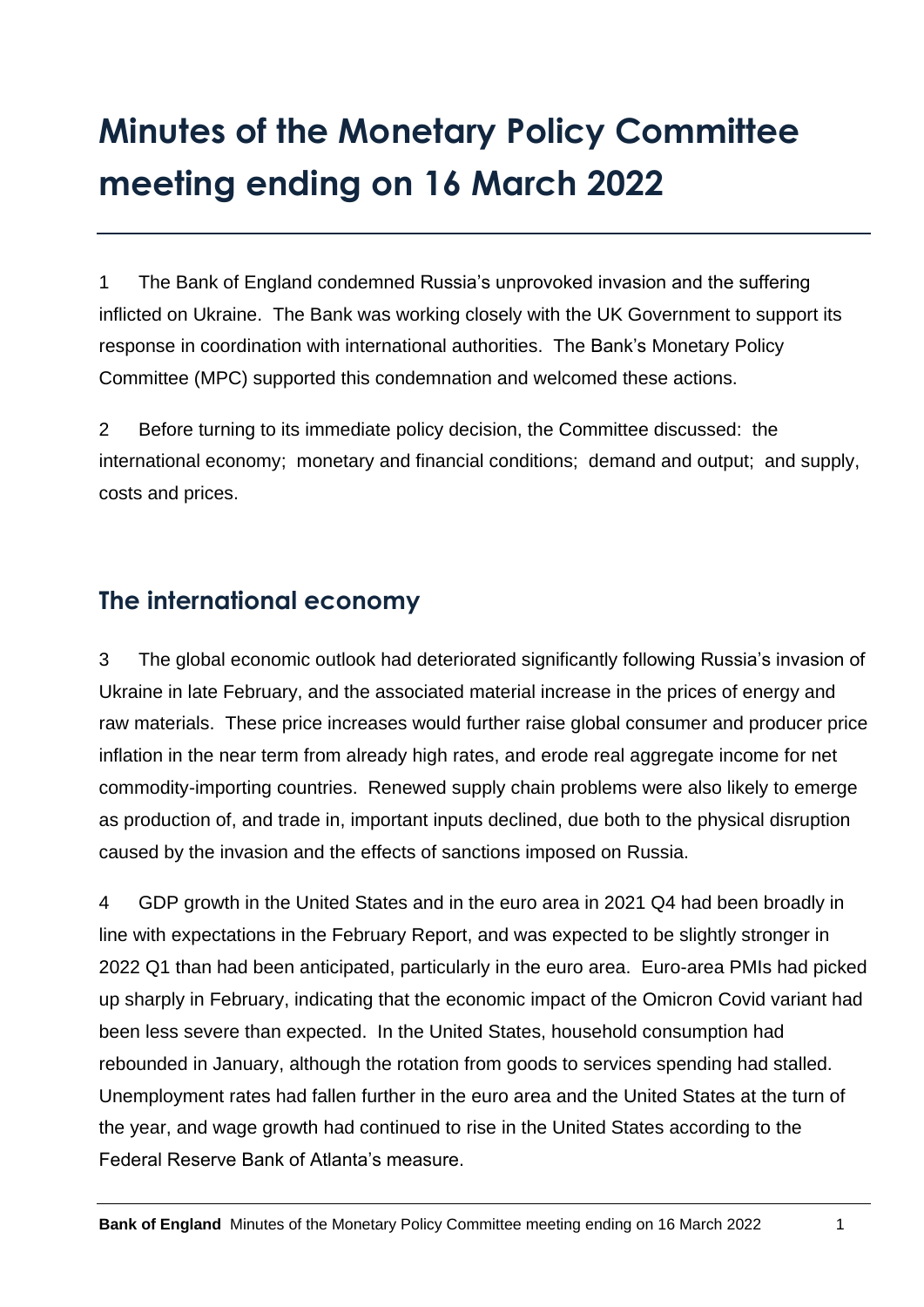# Minutes of the Monetary Policy Committee meeting ending on 16 March 2022

1 The Bank of England condemned Russia's unprovoked invasion and the suffering inflicted on Ukraine. The Bank was working closely with the UK Government to support its response in coordination with international authorities. The Bank's Monetary Policy Committee (MPC) supported this condemnation and welcomed these actions.

2 Before turning to its immediate policy decision, the Committee discussed: the international economy; monetary and financial conditions; demand and output; and supply, costs and prices.

## The international economy

3 The global economic outlook had deteriorated significantly following Russia's invasion of Ukraine in late February, and the associated material increase in the prices of energy and raw materials. These price increases would further raise global consumer and producer price inflation in the near term from already high rates, and erode real aggregate income for net commodity-importing countries. Renewed supply chain problems were also likely to emerge as production of, and trade in, important inputs declined, due both to the physical disruption caused by the invasion and the effects of sanctions imposed on Russia.

4 GDP growth in the United States and in the euro area in 2021 Q4 had been broadly in line with expectations in the February Report, and was expected to be slightly stronger in 2022 Q1 than had been anticipated, particularly in the euro area. Euro-area PMIs had picked up sharply in February, indicating that the economic impact of the Omicron Covid variant had been less severe than expected. In the United States, household consumption had rebounded in January, although the rotation from goods to services spending had stalled. Unemployment rates had fallen further in the euro area and the United States at the turn of the year, and wage growth had continued to rise in the United States according to the Federal Reserve Bank of Atlanta's measure.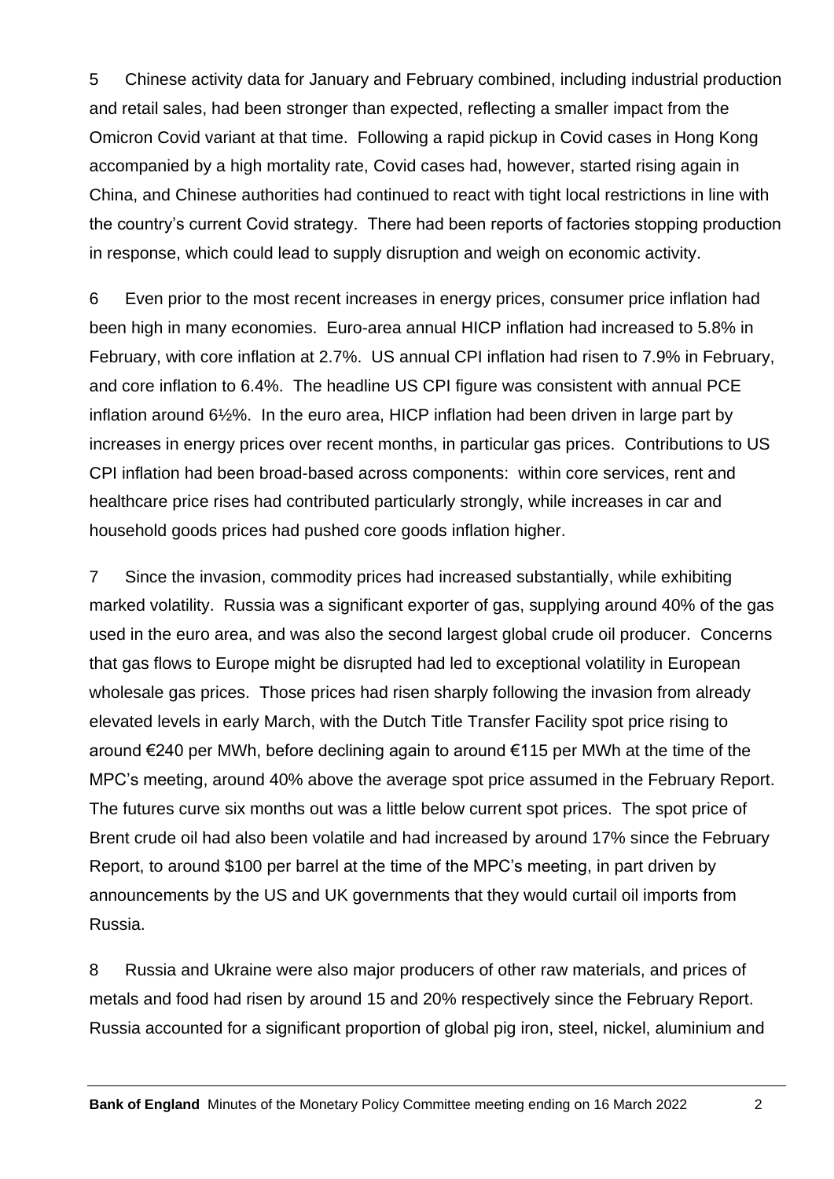5 Chinese activity data for January and February combined, including industrial production and retail sales, had been stronger than expected, reflecting a smaller impact from the Omicron Covid variant at that time. Following a rapid pickup in Covid cases in Hong Kong accompanied by a high mortality rate, Covid cases had, however, started rising again in China, and Chinese authorities had continued to react with tight local restrictions in line with the country's current Covid strategy. There had been reports of factories stopping production in response, which could lead to supply disruption and weigh on economic activity.

6 Even prior to the most recent increases in energy prices, consumer price inflation had been high in many economies. Euro-area annual HICP inflation had increased to 5.8% in February, with core inflation at 2.7%. US annual CPI inflation had risen to 7.9% in February, and core inflation to 6.4%. The headline US CPI figure was consistent with annual PCE inflation around 6½%. In the euro area, HICP inflation had been driven in large part by increases in energy prices over recent months, in particular gas prices. Contributions to US CPI inflation had been broad-based across components: within core services, rent and healthcare price rises had contributed particularly strongly, while increases in car and household goods prices had pushed core goods inflation higher.

7 Since the invasion, commodity prices had increased substantially, while exhibiting marked volatility. Russia was a significant exporter of gas, supplying around 40% of the gas used in the euro area, and was also the second largest global crude oil producer. Concerns that gas flows to Europe might be disrupted had led to exceptional volatility in European wholesale gas prices. Those prices had risen sharply following the invasion from already elevated levels in early March, with the Dutch Title Transfer Facility spot price rising to around €240 per MWh, before declining again to around €115 per MWh at the time of the MPC's meeting, around 40% above the average spot price assumed in the February Report. The futures curve six months out was a little below current spot prices. The spot price of Brent crude oil had also been volatile and had increased by around 17% since the February Report, to around $100 per barrel at the time of the MPC's meeting, in part driven by announcements by the US and UK governments that they would curtail oil imports from Russia.

8 Russia and Ukraine were also major producers of other raw materials, and prices of metals and food had risen by around 15 and 20% respectively since the February Report. Russia accounted for a significant proportion of global pig iron, steel, nickel, aluminium and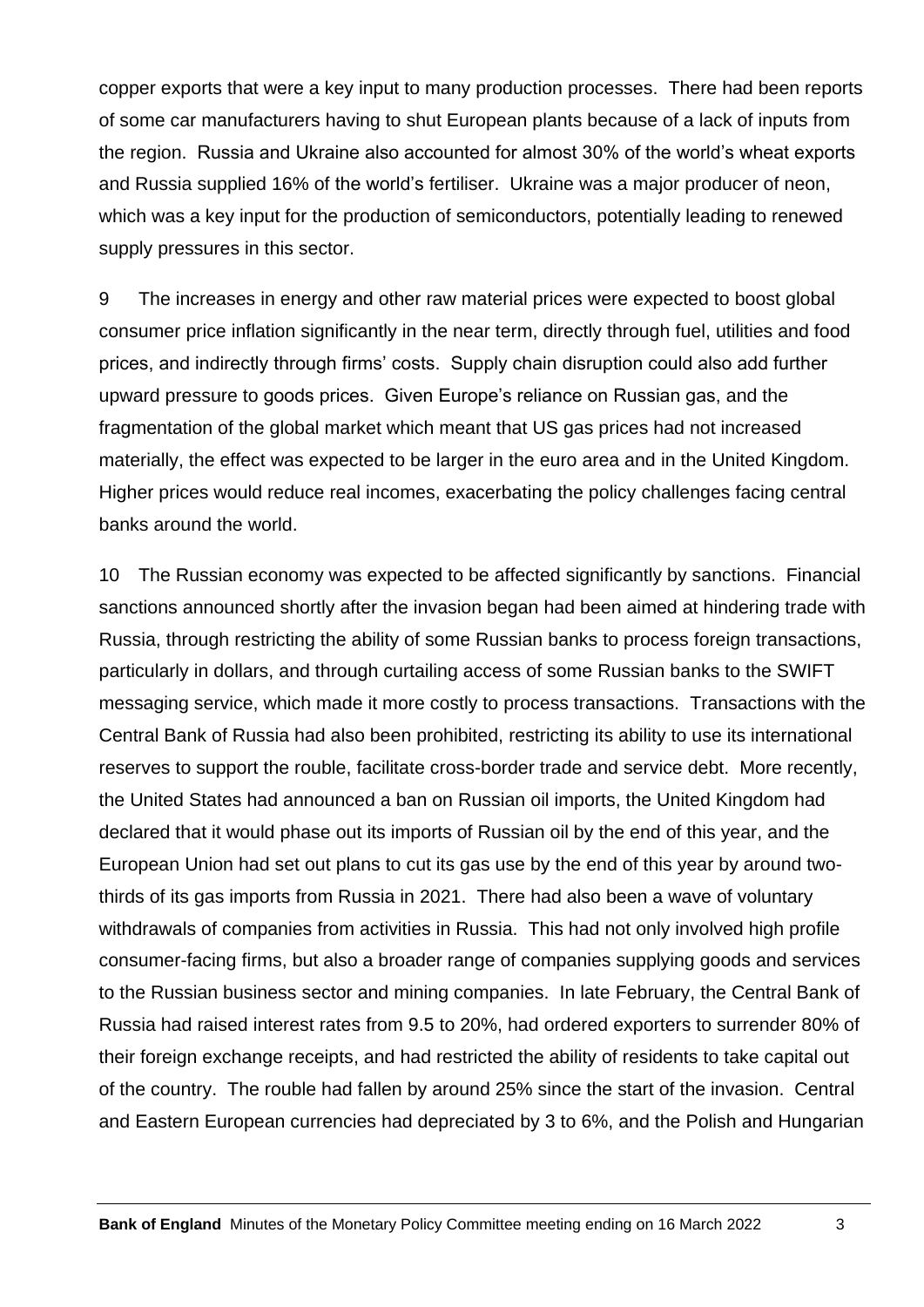copper exports that were a key input to many production processes. There had been reports of some car manufacturers having to shut European plants because of a lack of inputs from the region. Russia and Ukraine also accounted for almost 30% of the world's wheat exports and Russia supplied 16% of the world's fertiliser. Ukraine was a major producer of neon, which was a key input for the production of semiconductors, potentially leading to renewed supply pressures in this sector.

9 The increases in energy and other raw material prices were expected to boost global consumer price inflation significantly in the near term, directly through fuel, utilities and food prices, and indirectly through firms' costs. Supply chain disruption could also add further upward pressure to goods prices. Given Europe's reliance on Russian gas, and the fragmentation of the global market which meant that US gas prices had not increased materially, the effect was expected to be larger in the euro area and in the United Kingdom. Higher prices would reduce real incomes, exacerbating the policy challenges facing central banks around the world.

10 The Russian economy was expected to be affected significantly by sanctions. Financial sanctions announced shortly after the invasion began had been aimed at hindering trade with Russia, through restricting the ability of some Russian banks to process foreign transactions, particularly in dollars, and through curtailing access of some Russian banks to the SWIFT messaging service, which made it more costly to process transactions. Transactions with the Central Bank of Russia had also been prohibited, restricting its ability to use its international reserves to support the rouble, facilitate cross-border trade and service debt. More recently, the United States had announced a ban on Russian oil imports, the United Kingdom had declared that it would phase out its imports of Russian oil by the end of this year, and the European Union had set out plans to cut its gas use by the end of this year by around two-thirds of its gas imports from Russia in 2021. There had also been a wave of voluntary withdrawals of companies from activities in Russia. This had not only involved high profile consumer-facing firms, but also a broader range of companies supplying goods and services to the Russian business sector and mining companies. In late February, the Central Bank of Russia had raised interest rates from 9.5 to 20%, had ordered exporters to surrender 80% of their foreign exchange receipts, and had restricted the ability of residents to take capital out of the country. The rouble had fallen by around 25% since the start of the invasion. Central and Eastern European currencies had depreciated by 3 to 6%, and the Polish and Hungarian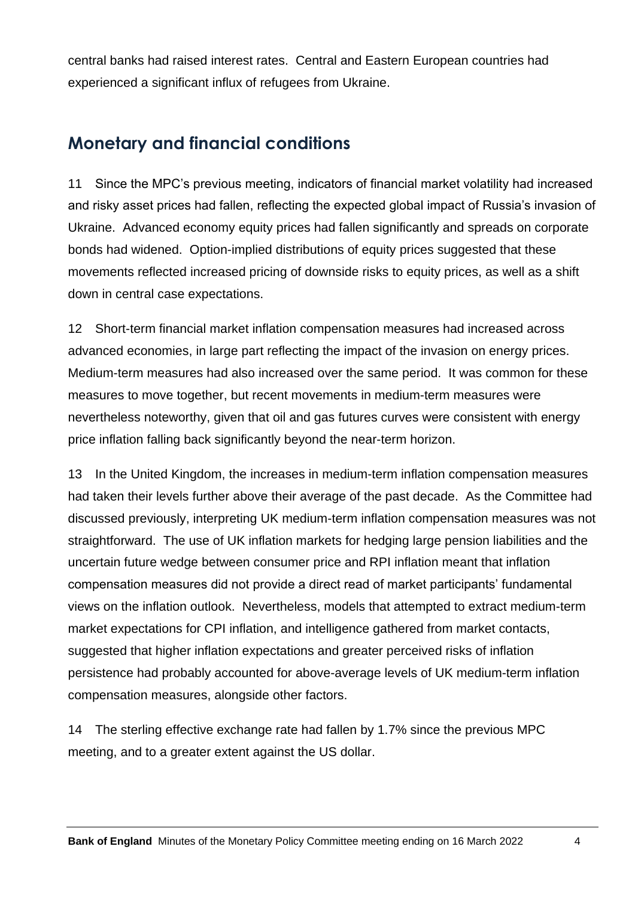central banks had raised interest rates. Central and Eastern European countries had experienced a significant influx of refugees from Ukraine.

## Monetary and financial conditions

11 Since the MPC's previous meeting, indicators of financial market volatility had increased and risky asset prices had fallen, reflecting the expected global impact of Russia's invasion of Ukraine. Advanced economy equity prices had fallen significantly and spreads on corporate bonds had widened. Option-implied distributions of equity prices suggested that these movements reflected increased pricing of downside risks to equity prices, as well as a shift down in central case expectations.

12 Short-term financial market inflation compensation measures had increased across advanced economies, in large part reflecting the impact of the invasion on energy prices. Medium-term measures had also increased over the same period. It was common for these measures to move together, but recent movements in medium-term measures were nevertheless noteworthy, given that oil and gas futures curves were consistent with energy price inflation falling back significantly beyond the near-term horizon.

13 In the United Kingdom, the increases in medium-term inflation compensation measures had taken their levels further above their average of the past decade. As the Committee had discussed previously, interpreting UK medium-term inflation compensation measures was not straightforward. The use of UK inflation markets for hedging large pension liabilities and the uncertain future wedge between consumer price and RPI inflation meant that inflation compensation measures did not provide a direct read of market participants' fundamental views on the inflation outlook. Nevertheless, models that attempted to extract medium-term market expectations for CPI inflation, and intelligence gathered from market contacts, suggested that higher inflation expectations and greater perceived risks of inflation persistence had probably accounted for above-average levels of UK medium-term inflation compensation measures, alongside other factors.

14 The sterling effective exchange rate had fallen by 1.7% since the previous MPC meeting, and to a greater extent against the US dollar.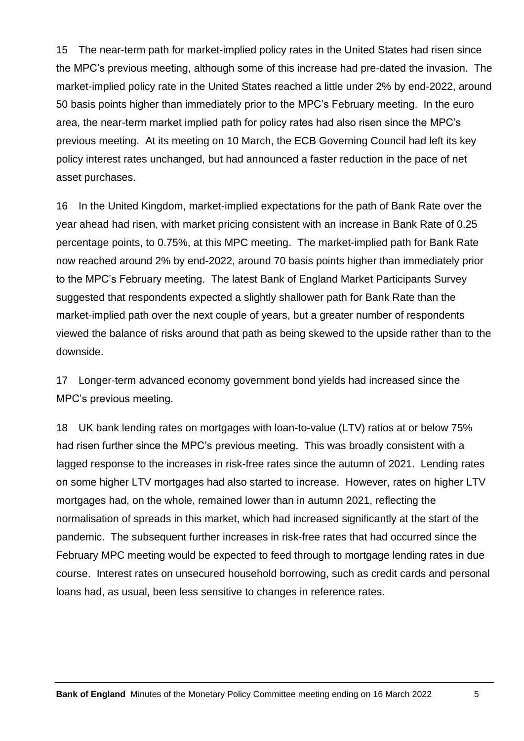15 The near-term path for market-implied policy rates in the United States had risen since the MPC's previous meeting, although some of this increase had pre-dated the invasion. The market-implied policy rate in the United States reached a little under 2% by end-2022, around 50 basis points higher than immediately prior to the MPC's February meeting. In the euro area, the near-term market implied path for policy rates had also risen since the MPC's previous meeting. At its meeting on 10 March, the ECB Governing Council had left its key policy interest rates unchanged, but had announced a faster reduction in the pace of net asset purchases.

16 In the United Kingdom, market-implied expectations for the path of Bank Rate over the year ahead had risen, with market pricing consistent with an increase in Bank Rate of 0.25 percentage points, to 0.75%, at this MPC meeting. The market-implied path for Bank Rate now reached around 2% by end-2022, around 70 basis points higher than immediately prior to the MPC's February meeting. The latest Bank of England Market Participants Survey suggested that respondents expected a slightly shallower path for Bank Rate than the market-implied path over the next couple of years, but a greater number of respondents viewed the balance of risks around that path as being skewed to the upside rather than to the downside.

17 Longer-term advanced economy government bond yields had increased since the MPC's previous meeting.

18 UK bank lending rates on mortgages with loan-to-value (LTV) ratios at or below 75% had risen further since the MPC's previous meeting. This was broadly consistent with a lagged response to the increases in risk-free rates since the autumn of 2021. Lending rates on some higher LTV mortgages had also started to increase. However, rates on higher LTV mortgages had, on the whole, remained lower than in autumn 2021, reflecting the normalisation of spreads in this market, which had increased significantly at the start of the pandemic. The subsequent further increases in risk-free rates that had occurred since the February MPC meeting would be expected to feed through to mortgage lending rates in due course. Interest rates on unsecured household borrowing, such as credit cards and personal loans had, as usual, been less sensitive to changes in reference rates.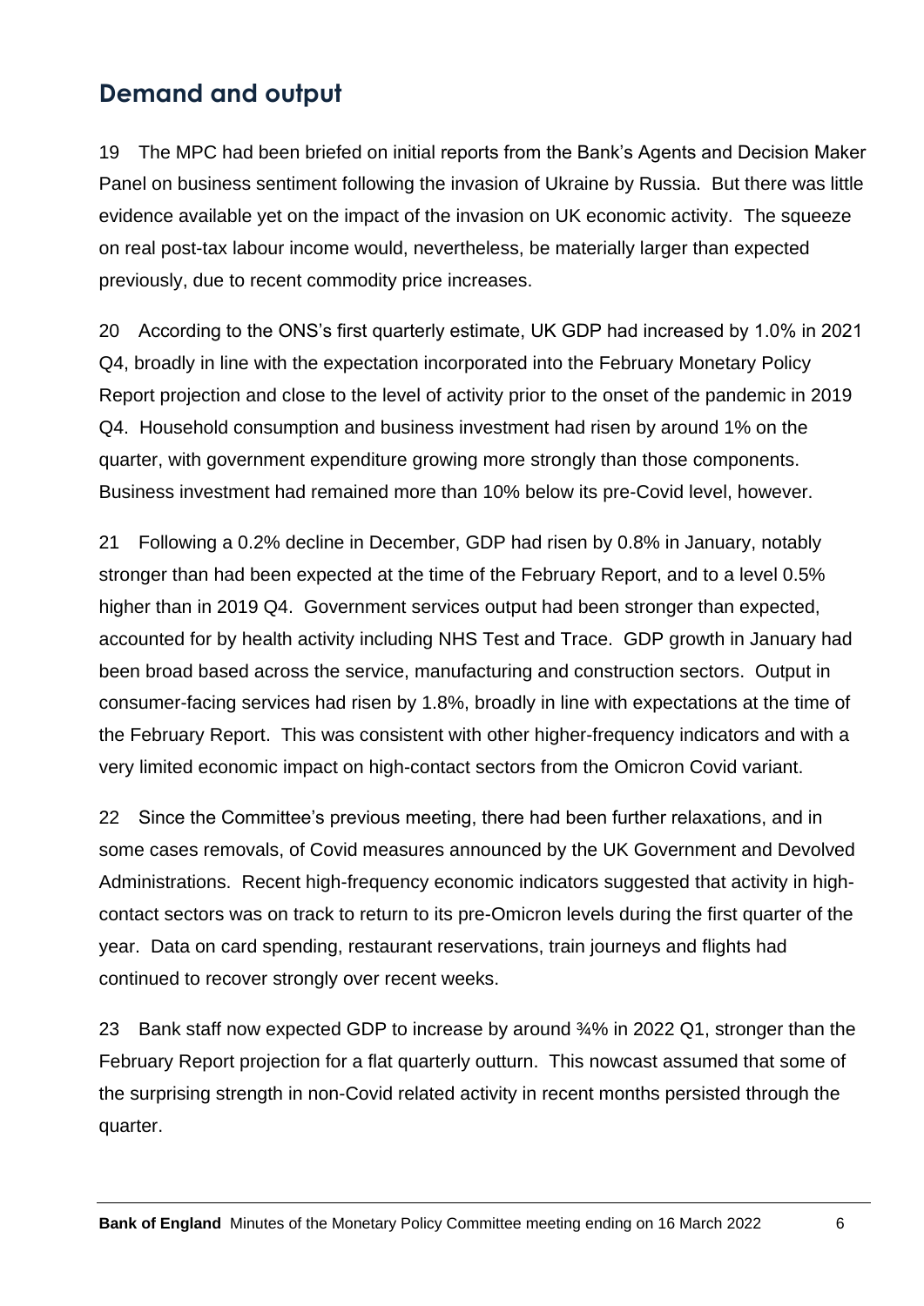## Demand and output

19 The MPC had been briefed on initial reports from the Bank's Agents and Decision Maker Panel on business sentiment following the invasion of Ukraine by Russia. But there was little evidence available yet on the impact of the invasion on UK economic activity. The squeeze on real post-tax labour income would, nevertheless, be materially larger than expected previously, due to recent commodity price increases.

20 According to the ONS's first quarterly estimate, UK GDP had increased by 1.0% in 2021 Q4, broadly in line with the expectation incorporated into the February Monetary Policy Report projection and close to the level of activity prior to the onset of the pandemic in 2019 Q4. Household consumption and business investment had risen by around 1% on the quarter, with government expenditure growing more strongly than those components. Business investment had remained more than 10% below its pre-Covid level, however.

21 Following a 0.2% decline in December, GDP had risen by 0.8% in January, notably stronger than had been expected at the time of the February Report, and to a level 0.5% higher than in 2019 Q4. Government services output had been stronger than expected, accounted for by health activity including NHS Test and Trace. GDP growth in January had been broad based across the service, manufacturing and construction sectors. Output in consumer-facing services had risen by 1.8%, broadly in line with expectations at the time of the February Report. This was consistent with other higher-frequency indicators and with a very limited economic impact on high-contact sectors from the Omicron Covid variant.

22 Since the Committee's previous meeting, there had been further relaxations, and in some cases removals, of Covid measures announced by the UK Government and Devolved Administrations. Recent high-frequency economic indicators suggested that activity in high-contact sectors was on track to return to its pre-Omicron levels during the first quarter of the year. Data on card spending, restaurant reservations, train journeys and flights had continued to recover strongly over recent weeks.

23 Bank staff now expected GDP to increase by around ¾% in 2022 Q1, stronger than the February Report projection for a flat quarterly outturn. This nowcast assumed that some of the surprising strength in non-Covid related activity in recent months persisted through the quarter.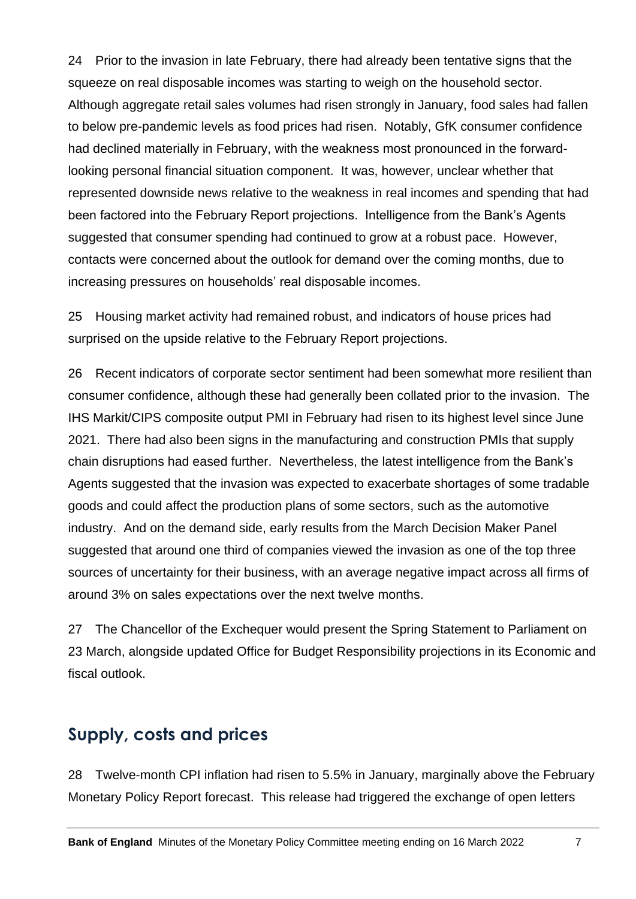24 Prior to the invasion in late February, there had already been tentative signs that the squeeze on real disposable incomes was starting to weigh on the household sector. Although aggregate retail sales volumes had risen strongly in January, food sales had fallen to below pre-pandemic levels as food prices had risen. Notably, GfK consumer confidence had declined materially in February, with the weakness most pronounced in the forward-looking personal financial situation component. It was, however, unclear whether that represented downside news relative to the weakness in real incomes and spending that had been factored into the February Report projections. Intelligence from the Bank's Agents suggested that consumer spending had continued to grow at a robust pace. However, contacts were concerned about the outlook for demand over the coming months, due to increasing pressures on households' real disposable incomes.

25 Housing market activity had remained robust, and indicators of house prices had surprised on the upside relative to the February Report projections.

26 Recent indicators of corporate sector sentiment had been somewhat more resilient than consumer confidence, although these had generally been collated prior to the invasion. The IHS Markit/CIPS composite output PMI in February had risen to its highest level since June 2021. There had also been signs in the manufacturing and construction PMIs that supply chain disruptions had eased further. Nevertheless, the latest intelligence from the Bank's Agents suggested that the invasion was expected to exacerbate shortages of some tradable goods and could affect the production plans of some sectors, such as the automotive industry. And on the demand side, early results from the March Decision Maker Panel suggested that around one third of companies viewed the invasion as one of the top three sources of uncertainty for their business, with an average negative impact across all firms of around 3% on sales expectations over the next twelve months.

27 The Chancellor of the Exchequer would present the Spring Statement to Parliament on 23 March, alongside updated Office for Budget Responsibility projections in its Economic and fiscal outlook.

## Supply, costs and prices

28 Twelve-month CPI inflation had risen to 5.5% in January, marginally above the February Monetary Policy Report forecast. This release had triggered the exchange of open letters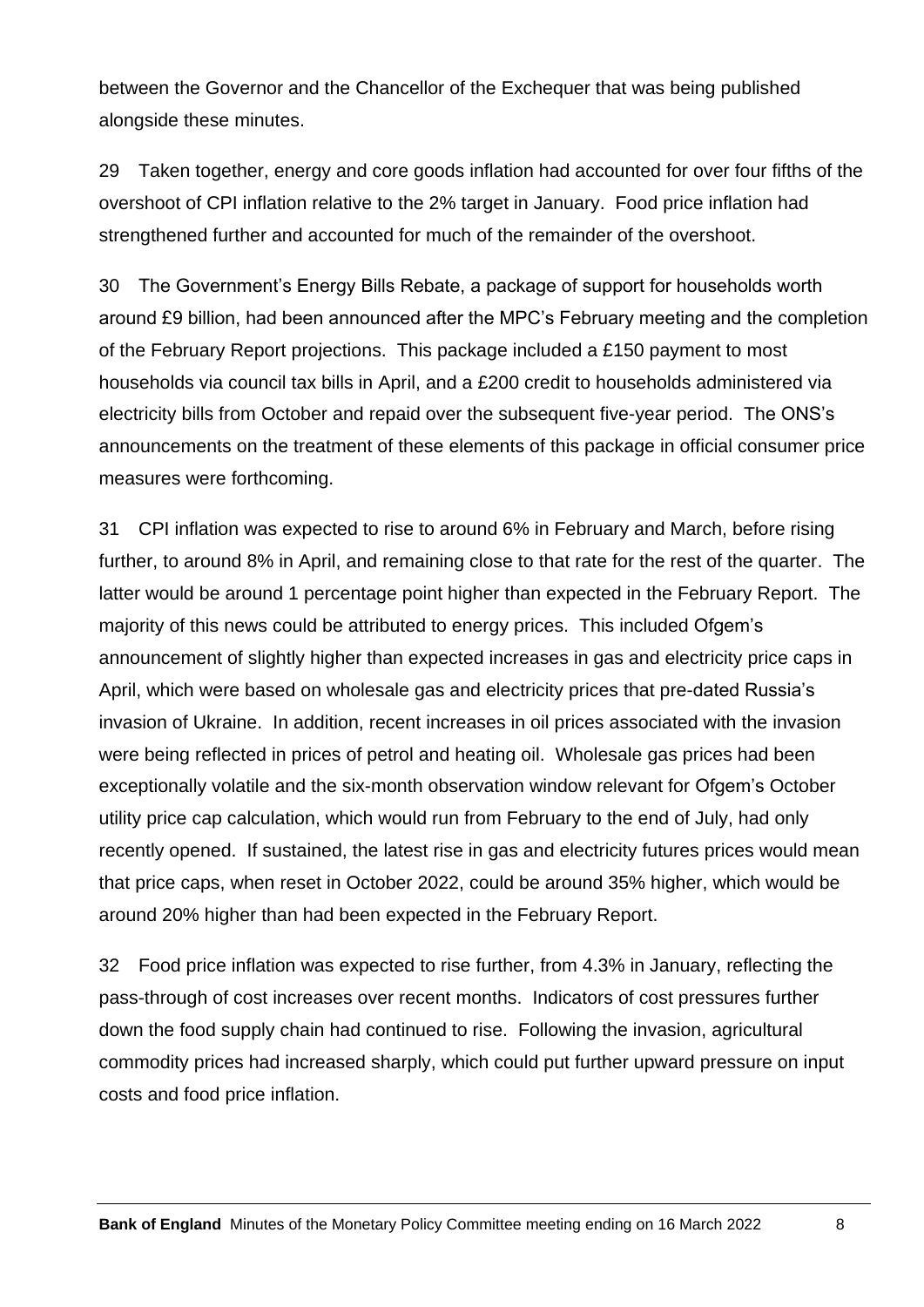between the Governor and the Chancellor of the Exchequer that was being published alongside these minutes.

29 Taken together, energy and core goods inflation had accounted for over four fifths of the overshoot of CPI inflation relative to the 2% target in January. Food price inflation had strengthened further and accounted for much of the remainder of the overshoot.

30 The Government's Energy Bills Rebate, a package of support for households worth around £9 billion, had been announced after the MPC's February meeting and the completion of the February Report projections. This package included a £150 payment to most households via council tax bills in April, and a £200 credit to households administered via electricity bills from October and repaid over the subsequent five-year period. The ONS's announcements on the treatment of these elements of this package in official consumer price measures were forthcoming.

31 CPI inflation was expected to rise to around 6% in February and March, before rising further, to around 8% in April, and remaining close to that rate for the rest of the quarter. The latter would be around 1 percentage point higher than expected in the February Report. The majority of this news could be attributed to energy prices. This included Ofgem's announcement of slightly higher than expected increases in gas and electricity price caps in April, which were based on wholesale gas and electricity prices that pre-dated Russia's invasion of Ukraine. In addition, recent increases in oil prices associated with the invasion were being reflected in prices of petrol and heating oil. Wholesale gas prices had been exceptionally volatile and the six-month observation window relevant for Ofgem's October utility price cap calculation, which would run from February to the end of July, had only recently opened. If sustained, the latest rise in gas and electricity futures prices would mean that price caps, when reset in October 2022, could be around 35% higher, which would be around 20% higher than had been expected in the February Report.

32 Food price inflation was expected to rise further, from 4.3% in January, reflecting the pass-through of cost increases over recent months. Indicators of cost pressures further down the food supply chain had continued to rise. Following the invasion, agricultural commodity prices had increased sharply, which could put further upward pressure on input costs and food price inflation.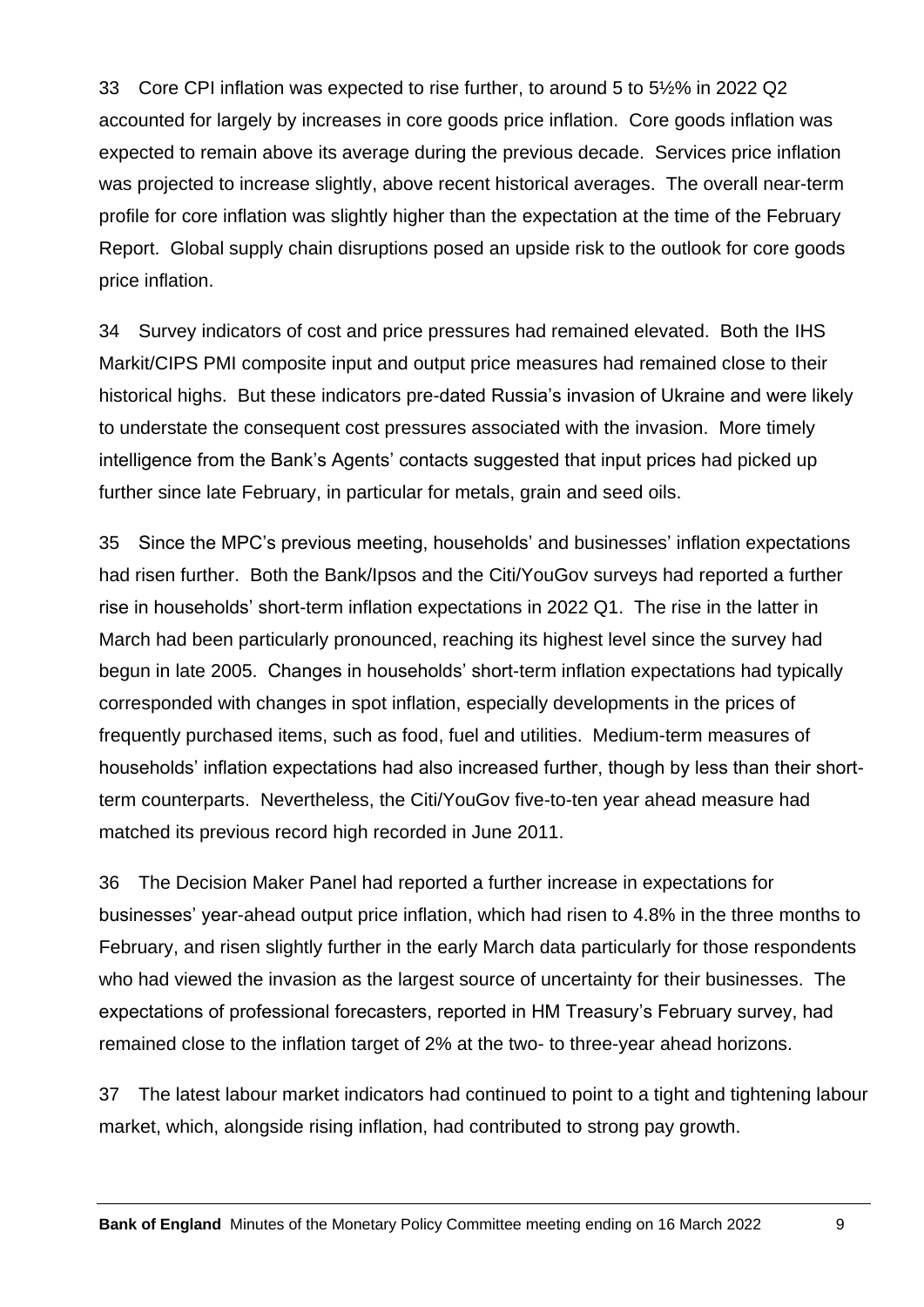33 Core CPI inflation was expected to rise further, to around 5 to 5½% in 2022 Q2 accounted for largely by increases in core goods price inflation. Core goods inflation was expected to remain above its average during the previous decade. Services price inflation was projected to increase slightly, above recent historical averages. The overall near-term profile for core inflation was slightly higher than the expectation at the time of the February Report. Global supply chain disruptions posed an upside risk to the outlook for core goods price inflation.

34 Survey indicators of cost and price pressures had remained elevated. Both the IHS Markit/CIPS PMI composite input and output price measures had remained close to their historical highs. But these indicators pre-dated Russia's invasion of Ukraine and were likely to understate the consequent cost pressures associated with the invasion. More timely intelligence from the Bank's Agents' contacts suggested that input prices had picked up further since late February, in particular for metals, grain and seed oils.

35 Since the MPC's previous meeting, households' and businesses' inflation expectations had risen further. Both the Bank/Ipsos and the Citi/YouGov surveys had reported a further rise in households' short-term inflation expectations in 2022 Q1. The rise in the latter in March had been particularly pronounced, reaching its highest level since the survey had begun in late 2005. Changes in households' short-term inflation expectations had typically corresponded with changes in spot inflation, especially developments in the prices of frequently purchased items, such as food, fuel and utilities. Medium-term measures of households' inflation expectations had also increased further, though by less than their short-term counterparts. Nevertheless, the Citi/YouGov five-to-ten year ahead measure had matched its previous record high recorded in June 2011.

36 The Decision Maker Panel had reported a further increase in expectations for businesses' year-ahead output price inflation, which had risen to 4.8% in the three months to February, and risen slightly further in the early March data particularly for those respondents who had viewed the invasion as the largest source of uncertainty for their businesses. The expectations of professional forecasters, reported in HM Treasury's February survey, had remained close to the inflation target of 2% at the two- to three-year ahead horizons.

37 The latest labour market indicators had continued to point to a tight and tightening labour market, which, alongside rising inflation, had contributed to strong pay growth.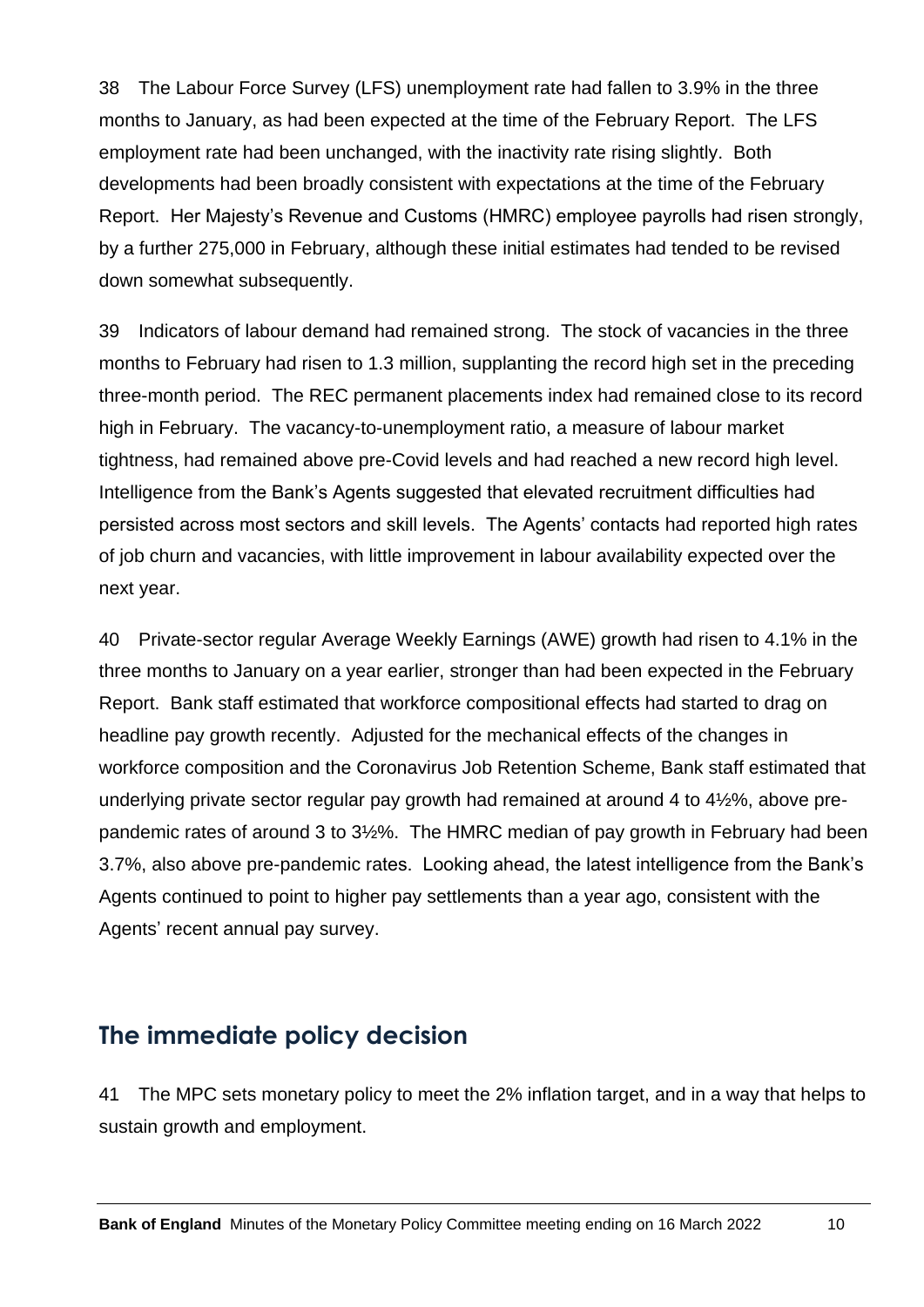38 The Labour Force Survey (LFS) unemployment rate had fallen to 3.9% in the three months to January, as had been expected at the time of the February Report. The LFS employment rate had been unchanged, with the inactivity rate rising slightly. Both developments had been broadly consistent with expectations at the time of the February Report. Her Majesty's Revenue and Customs (HMRC) employee payrolls had risen strongly, by a further 275,000 in February, although these initial estimates had tended to be revised down somewhat subsequently.

39 Indicators of labour demand had remained strong. The stock of vacancies in the three months to February had risen to 1.3 million, supplanting the record high set in the preceding three-month period. The REC permanent placements index had remained close to its record high in February. The vacancy-to-unemployment ratio, a measure of labour market tightness, had remained above pre-Covid levels and had reached a new record high level. Intelligence from the Bank's Agents suggested that elevated recruitment difficulties had persisted across most sectors and skill levels. The Agents' contacts had reported high rates of job churn and vacancies, with little improvement in labour availability expected over the next year.

40 Private-sector regular Average Weekly Earnings (AWE) growth had risen to 4.1% in the three months to January on a year earlier, stronger than had been expected in the February Report. Bank staff estimated that workforce compositional effects had started to drag on headline pay growth recently. Adjusted for the mechanical effects of the changes in workforce composition and the Coronavirus Job Retention Scheme, Bank staff estimated that underlying private sector regular pay growth had remained at around 4 to 4½%, above pre-pandemic rates of around 3 to 3½%. The HMRC median of pay growth in February had been 3.7%, also above pre-pandemic rates. Looking ahead, the latest intelligence from the Bank's Agents continued to point to higher pay settlements than a year ago, consistent with the Agents' recent annual pay survey.

## The immediate policy decision

41 The MPC sets monetary policy to meet the 2% inflation target, and in a way that helps to sustain growth and employment.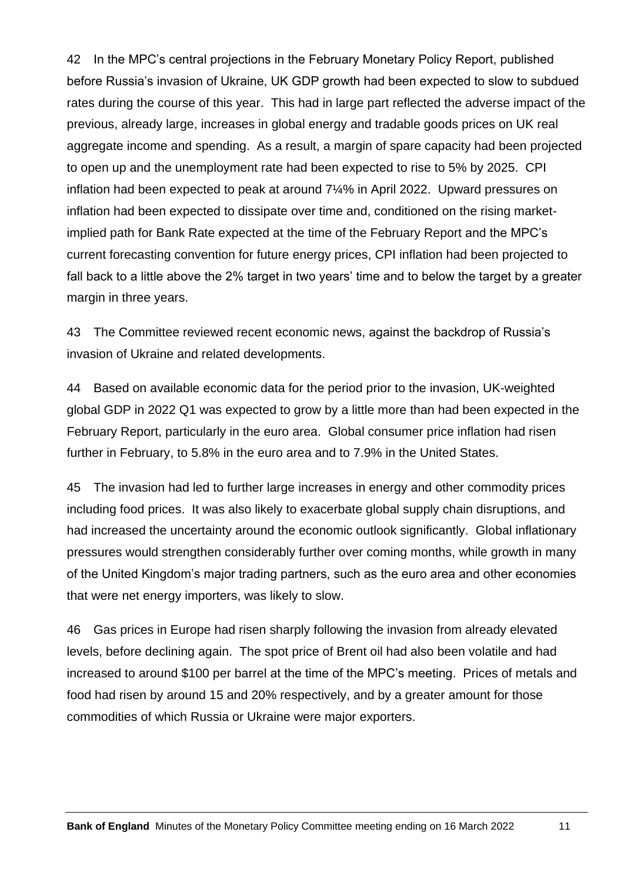42 In the MPC's central projections in the February Monetary Policy Report, published before Russia's invasion of Ukraine, UK GDP growth had been expected to slow to subdued rates during the course of this year. This had in large part reflected the adverse impact of the previous, already large, increases in global energy and tradable goods prices on UK real aggregate income and spending. As a result, a margin of spare capacity had been projected to open up and the unemployment rate had been expected to rise to 5% by 2025. CPI inflation had been expected to peak at around 7¼% in April 2022. Upward pressures on inflation had been expected to dissipate over time and, conditioned on the rising market-implied path for Bank Rate expected at the time of the February Report and the MPC's current forecasting convention for future energy prices, CPI inflation had been projected to fall back to a little above the 2% target in two years' time and to below the target by a greater margin in three years.

43 The Committee reviewed recent economic news, against the backdrop of Russia's invasion of Ukraine and related developments.

44 Based on available economic data for the period prior to the invasion, UK-weighted global GDP in 2022 Q1 was expected to grow by a little more than had been expected in the February Report, particularly in the euro area. Global consumer price inflation had risen further in February, to 5.8% in the euro area and to 7.9% in the United States.

45 The invasion had led to further large increases in energy and other commodity prices including food prices. It was also likely to exacerbate global supply chain disruptions, and had increased the uncertainty around the economic outlook significantly. Global inflationary pressures would strengthen considerably further over coming months, while growth in many of the United Kingdom's major trading partners, such as the euro area and other economies that were net energy importers, was likely to slow.

46 Gas prices in Europe had risen sharply following the invasion from already elevated levels, before declining again. The spot price of Brent oil had also been volatile and had increased to around $100 per barrel at the time of the MPC's meeting. Prices of metals and food had risen by around 15 and 20% respectively, and by a greater amount for those commodities of which Russia or Ukraine were major exporters.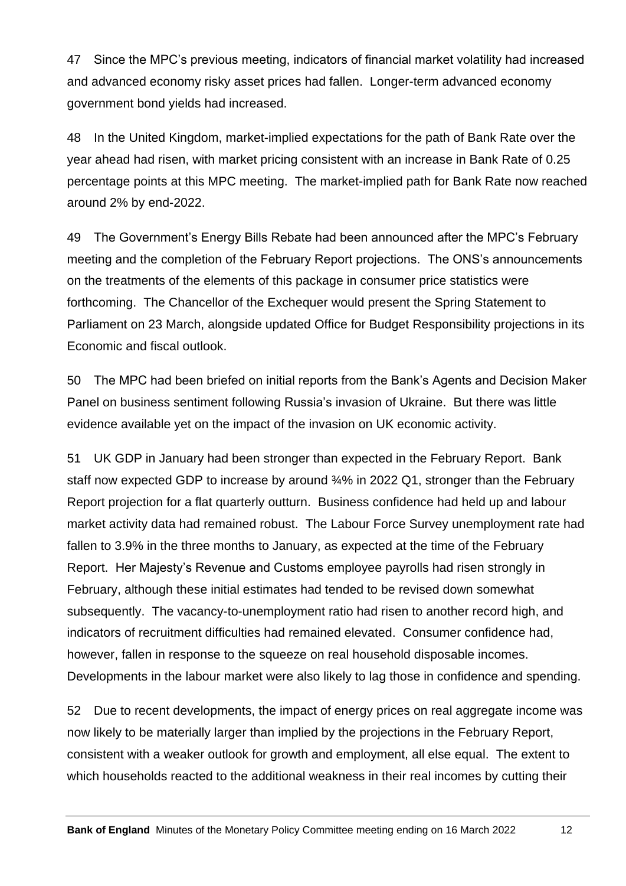47 Since the MPC's previous meeting, indicators of financial market volatility had increased and advanced economy risky asset prices had fallen. Longer-term advanced economy government bond yields had increased.

48 In the United Kingdom, market-implied expectations for the path of Bank Rate over the year ahead had risen, with market pricing consistent with an increase in Bank Rate of 0.25 percentage points at this MPC meeting. The market-implied path for Bank Rate now reached around 2% by end-2022.

49 The Government's Energy Bills Rebate had been announced after the MPC's February meeting and the completion of the February Report projections. The ONS's announcements on the treatments of the elements of this package in consumer price statistics were forthcoming. The Chancellor of the Exchequer would present the Spring Statement to Parliament on 23 March, alongside updated Office for Budget Responsibility projections in its Economic and fiscal outlook.

50 The MPC had been briefed on initial reports from the Bank's Agents and Decision Maker Panel on business sentiment following Russia's invasion of Ukraine. But there was little evidence available yet on the impact of the invasion on UK economic activity.

51 UK GDP in January had been stronger than expected in the February Report. Bank staff now expected GDP to increase by around ¾% in 2022 Q1, stronger than the February Report projection for a flat quarterly outturn. Business confidence had held up and labour market activity data had remained robust. The Labour Force Survey unemployment rate had fallen to 3.9% in the three months to January, as expected at the time of the February Report. Her Majesty's Revenue and Customs employee payrolls had risen strongly in February, although these initial estimates had tended to be revised down somewhat subsequently. The vacancy-to-unemployment ratio had risen to another record high, and indicators of recruitment difficulties had remained elevated. Consumer confidence had, however, fallen in response to the squeeze on real household disposable incomes. Developments in the labour market were also likely to lag those in confidence and spending.

52 Due to recent developments, the impact of energy prices on real aggregate income was now likely to be materially larger than implied by the projections in the February Report, consistent with a weaker outlook for growth and employment, all else equal. The extent to which households reacted to the additional weakness in their real incomes by cutting their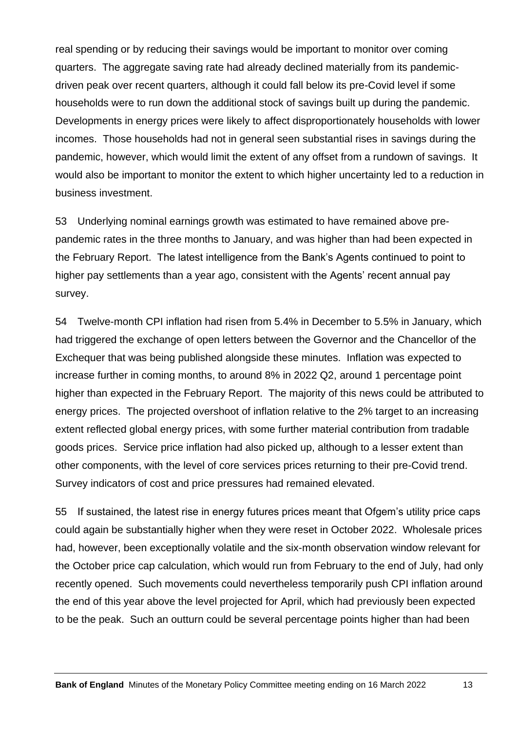real spending or by reducing their savings would be important to monitor over coming quarters. The aggregate saving rate had already declined materially from its pandemic-driven peak over recent quarters, although it could fall below its pre-Covid level if some households were to run down the additional stock of savings built up during the pandemic. Developments in energy prices were likely to affect disproportionately households with lower incomes. Those households had not in general seen substantial rises in savings during the pandemic, however, which would limit the extent of any offset from a rundown of savings. It would also be important to monitor the extent to which higher uncertainty led to a reduction in business investment.

53 Underlying nominal earnings growth was estimated to have remained above pre-pandemic rates in the three months to January, and was higher than had been expected in the February Report. The latest intelligence from the Bank's Agents continued to point to higher pay settlements than a year ago, consistent with the Agents' recent annual pay survey.

54 Twelve-month CPI inflation had risen from 5.4% in December to 5.5% in January, which had triggered the exchange of open letters between the Governor and the Chancellor of the Exchequer that was being published alongside these minutes. Inflation was expected to increase further in coming months, to around 8% in 2022 Q2, around 1 percentage point higher than expected in the February Report. The majority of this news could be attributed to energy prices. The projected overshoot of inflation relative to the 2% target to an increasing extent reflected global energy prices, with some further material contribution from tradable goods prices. Service price inflation had also picked up, although to a lesser extent than other components, with the level of core services prices returning to their pre-Covid trend. Survey indicators of cost and price pressures had remained elevated.

55 If sustained, the latest rise in energy futures prices meant that Ofgem's utility price caps could again be substantially higher when they were reset in October 2022. Wholesale prices had, however, been exceptionally volatile and the six-month observation window relevant for the October price cap calculation, which would run from February to the end of July, had only recently opened. Such movements could nevertheless temporarily push CPI inflation around the end of this year above the level projected for April, which had previously been expected to be the peak. Such an outturn could be several percentage points higher than had been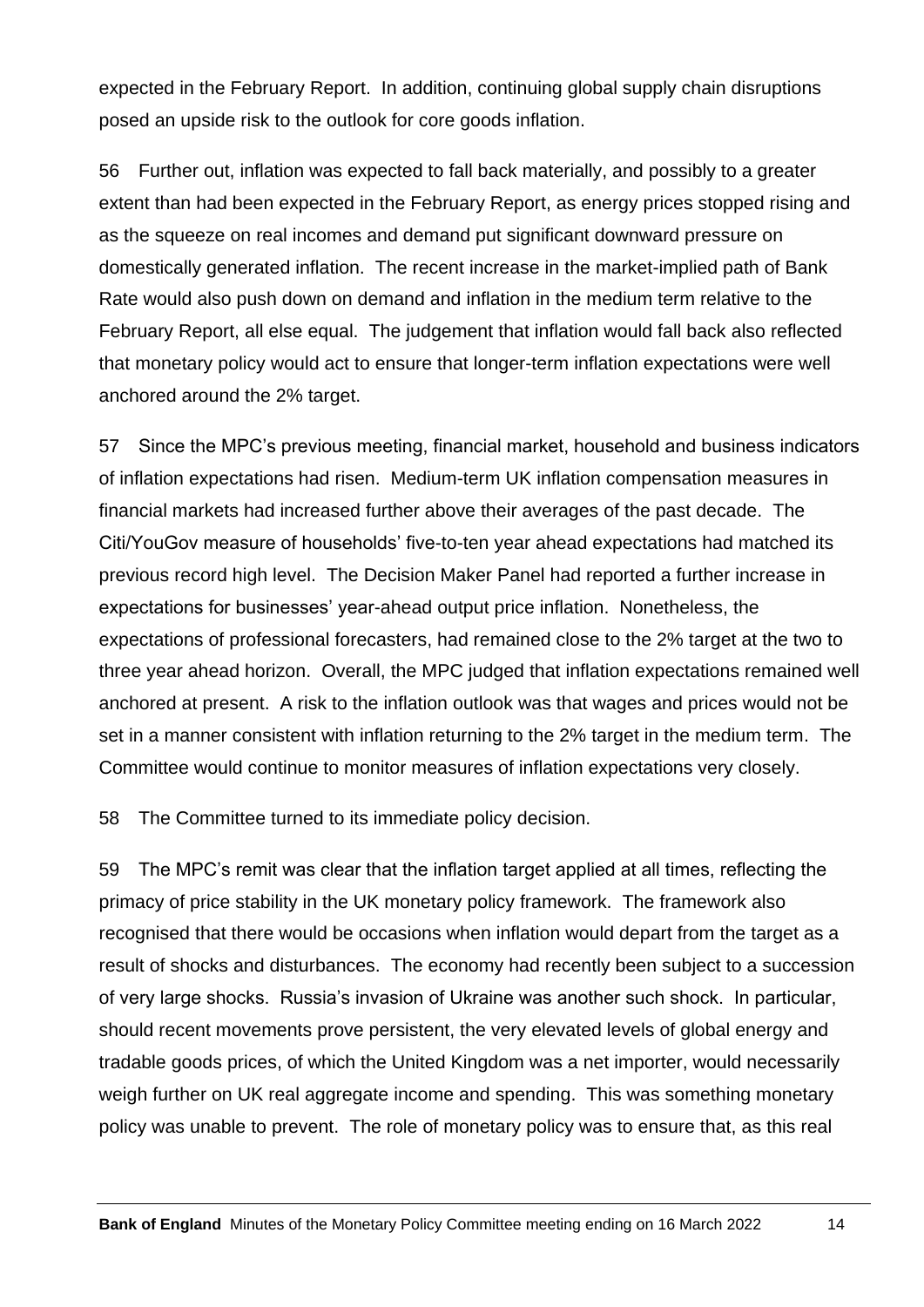expected in the February Report. In addition, continuing global supply chain disruptions posed an upside risk to the outlook for core goods inflation.

56 Further out, inflation was expected to fall back materially, and possibly to a greater extent than had been expected in the February Report, as energy prices stopped rising and as the squeeze on real incomes and demand put significant downward pressure on domestically generated inflation. The recent increase in the market-implied path of Bank Rate would also push down on demand and inflation in the medium term relative to the February Report, all else equal. The judgement that inflation would fall back also reflected that monetary policy would act to ensure that longer-term inflation expectations were well anchored around the 2% target.

57 Since the MPC's previous meeting, financial market, household and business indicators of inflation expectations had risen. Medium-term UK inflation compensation measures in financial markets had increased further above their averages of the past decade. The Citi/YouGov measure of households' five-to-ten year ahead expectations had matched its previous record high level. The Decision Maker Panel had reported a further increase in expectations for businesses' year-ahead output price inflation. Nonetheless, the expectations of professional forecasters, had remained close to the 2% target at the two to three year ahead horizon. Overall, the MPC judged that inflation expectations remained well anchored at present. A risk to the inflation outlook was that wages and prices would not be set in a manner consistent with inflation returning to the 2% target in the medium term. The Committee would continue to monitor measures of inflation expectations very closely.

58 The Committee turned to its immediate policy decision.

59 The MPC's remit was clear that the inflation target applied at all times, reflecting the primacy of price stability in the UK monetary policy framework. The framework also recognised that there would be occasions when inflation would depart from the target as a result of shocks and disturbances. The economy had recently been subject to a succession of very large shocks. Russia's invasion of Ukraine was another such shock. In particular, should recent movements prove persistent, the very elevated levels of global energy and tradable goods prices, of which the United Kingdom was a net importer, would necessarily weigh further on UK real aggregate income and spending. This was something monetary policy was unable to prevent. The role of monetary policy was to ensure that, as this real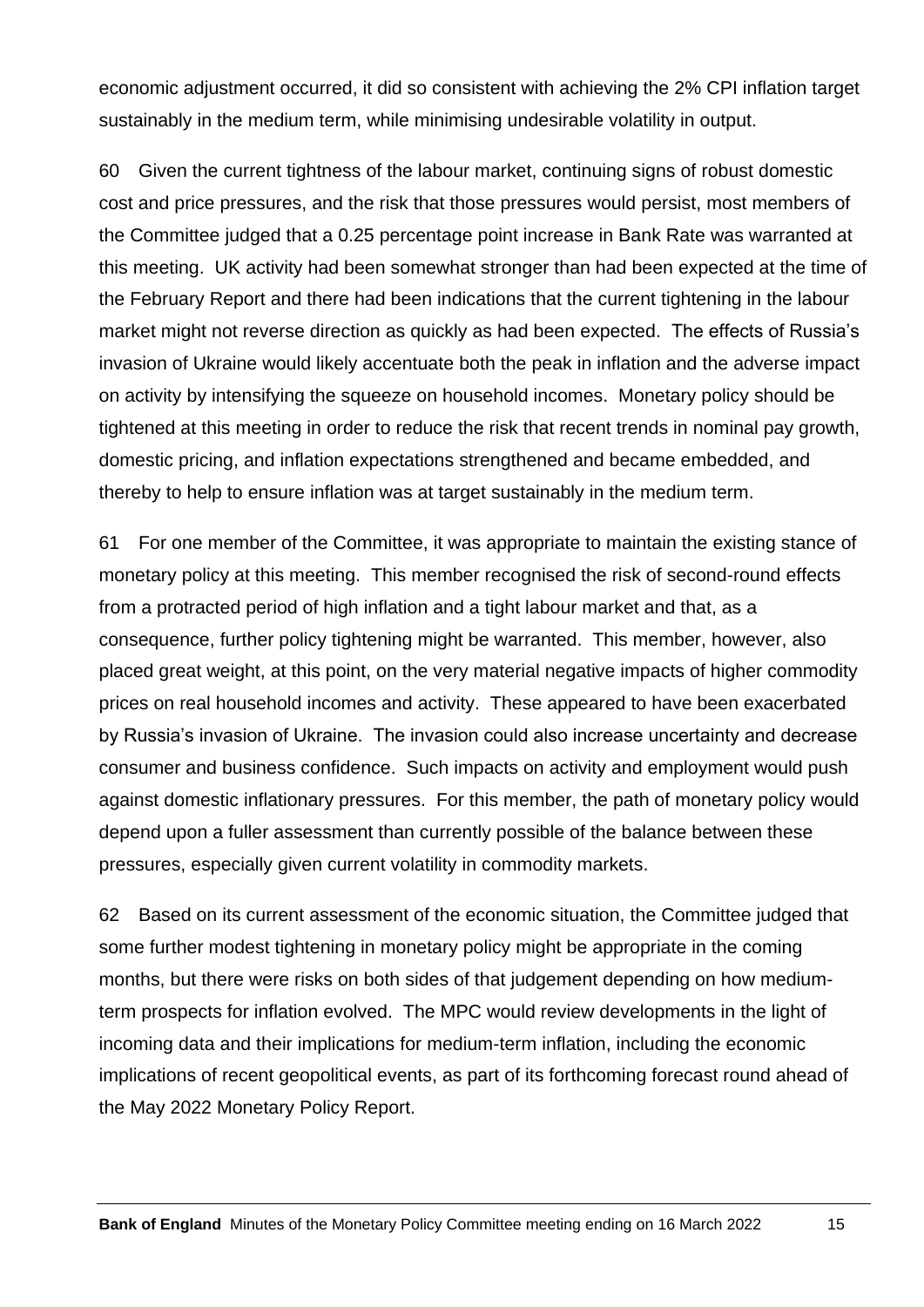economic adjustment occurred, it did so consistent with achieving the 2% CPI inflation target sustainably in the medium term, while minimising undesirable volatility in output.

60 Given the current tightness of the labour market, continuing signs of robust domestic cost and price pressures, and the risk that those pressures would persist, most members of the Committee judged that a 0.25 percentage point increase in Bank Rate was warranted at this meeting. UK activity had been somewhat stronger than had been expected at the time of the February Report and there had been indications that the current tightening in the labour market might not reverse direction as quickly as had been expected. The effects of Russia's invasion of Ukraine would likely accentuate both the peak in inflation and the adverse impact on activity by intensifying the squeeze on household incomes. Monetary policy should be tightened at this meeting in order to reduce the risk that recent trends in nominal pay growth, domestic pricing, and inflation expectations strengthened and became embedded, and thereby to help to ensure inflation was at target sustainably in the medium term.

61 For one member of the Committee, it was appropriate to maintain the existing stance of monetary policy at this meeting. This member recognised the risk of second-round effects from a protracted period of high inflation and a tight labour market and that, as a consequence, further policy tightening might be warranted. This member, however, also placed great weight, at this point, on the very material negative impacts of higher commodity prices on real household incomes and activity. These appeared to have been exacerbated by Russia's invasion of Ukraine. The invasion could also increase uncertainty and decrease consumer and business confidence. Such impacts on activity and employment would push against domestic inflationary pressures. For this member, the path of monetary policy would depend upon a fuller assessment than currently possible of the balance between these pressures, especially given current volatility in commodity markets.

62 Based on its current assessment of the economic situation, the Committee judged that some further modest tightening in monetary policy might be appropriate in the coming months, but there were risks on both sides of that judgement depending on how medium-term prospects for inflation evolved. The MPC would review developments in the light of incoming data and their implications for medium-term inflation, including the economic implications of recent geopolitical events, as part of its forthcoming forecast round ahead of the May 2022 Monetary Policy Report.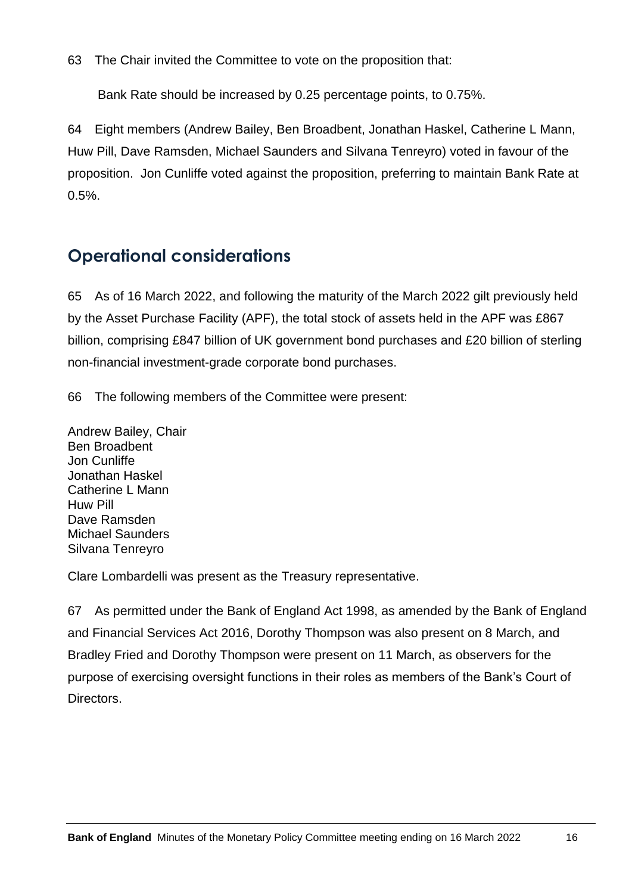63 The Chair invited the Committee to vote on the proposition that:

Bank Rate should be increased by 0.25 percentage points, to 0.75%.

64 Eight members (Andrew Bailey, Ben Broadbent, Jonathan Haskel, Catherine L Mann, Huw Pill, Dave Ramsden, Michael Saunders and Silvana Tenreyro) voted in favour of the proposition. Jon Cunliffe voted against the proposition, preferring to maintain Bank Rate at 0.5%.

## Operational considerations

65 As of 16 March 2022, and following the maturity of the March 2022 gilt previously held by the Asset Purchase Facility (APF), the total stock of assets held in the APF was £867 billion, comprising £847 billion of UK government bond purchases and £20 billion of sterling non-financial investment-grade corporate bond purchases.

66 The following members of the Committee were present:

Andrew Bailey, Chair
Ben Broadbent
Jon Cunliffe
Jonathan Haskel
Catherine L Mann
Huw Pill
Dave Ramsden
Michael Saunders
Silvana Tenreyro

Clare Lombardelli was present as the Treasury representative.

67 As permitted under the Bank of England Act 1998, as amended by the Bank of England and Financial Services Act 2016, Dorothy Thompson was also present on 8 March, and Bradley Fried and Dorothy Thompson were present on 11 March, as observers for the purpose of exercising oversight functions in their roles as members of the Bank's Court of Directors.